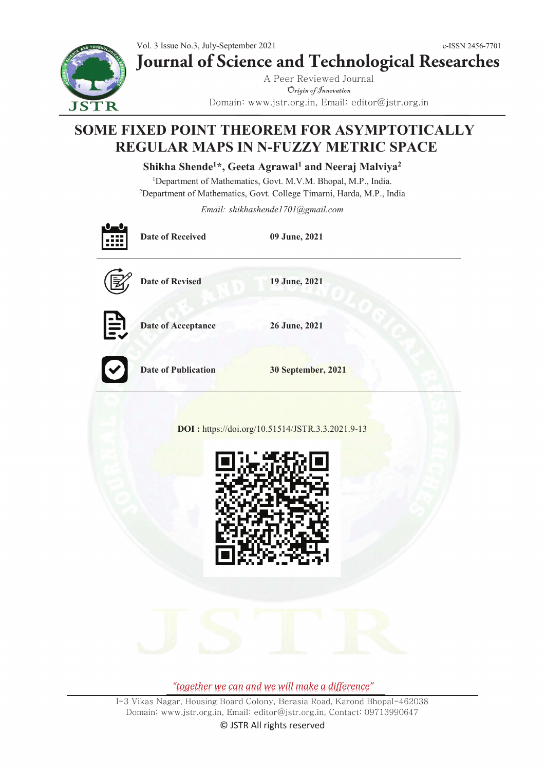# SOME FIXED POINT THEOREM FOR ASYMPTOTICALLY REGULAR MAPS IN N-FUZZY METRIC SPACE

**Shikha Shende[1]*, Geeta Agrawal[1] and Neeraj Malviya[2]**

[1]Department of Mathematics, Govt. M.V.M. Bhopal, M.P., India.
[2]Department of Mathematics, Govt. College Timarni, Harda, M.P., India

*Email: shikhashende1701@gmail.com*

| | |
|---|---|
| **Date of Received** | **09 June, 2021** |
| **Date of Revised** | **19 June, 2021** |
| **Date of Acceptance** | **26 June, 2021** |
| **Date of Publication** | **30 September, 2021** |

**DOI :** https://doi.org/10.51514/JSTR.3.3.2021.9-13

*"together we can and we will make a difference"*

I-3 Vikas Nagar, Housing Board Colony, Berasia Road, Karond Bhopal-462038
Domain: www.jstr.org.in, Email: editor@jstr.org.in, Contact: 09713990647
© JSTR All rights reserved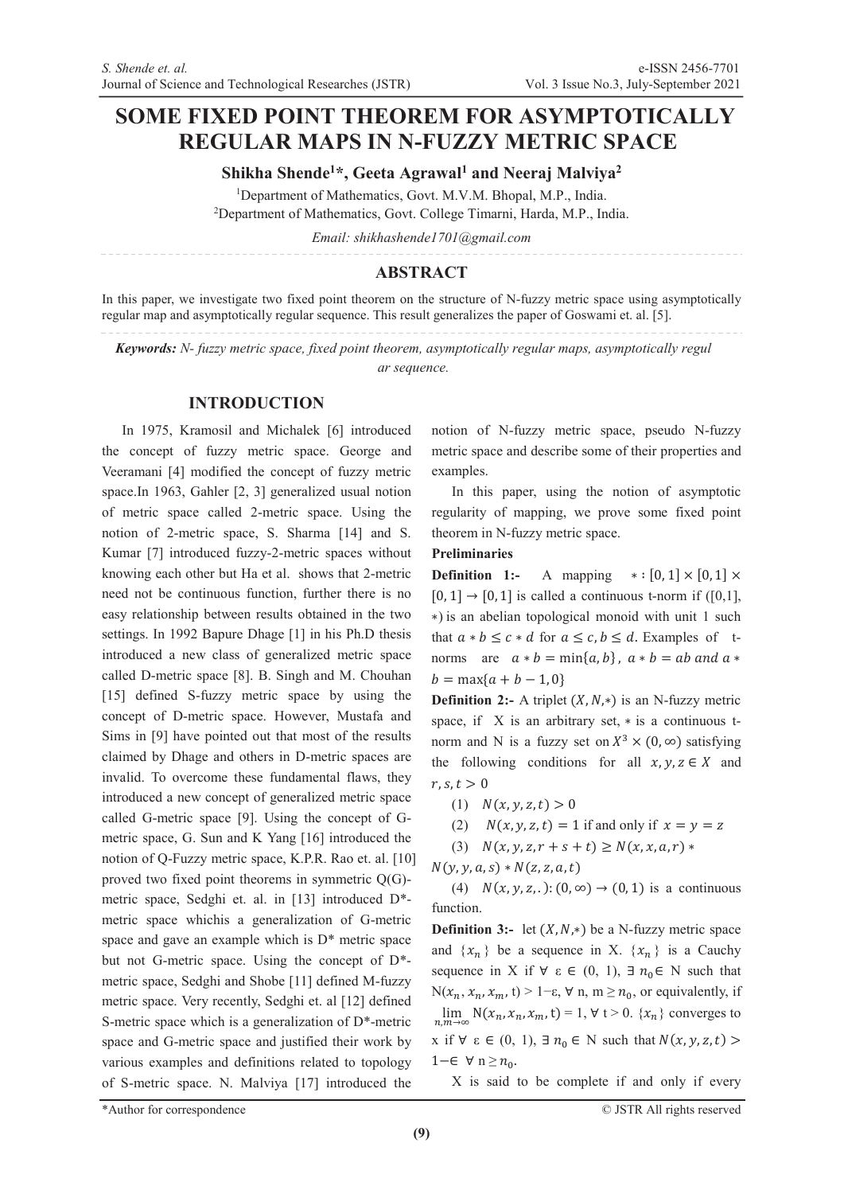# SOME FIXED POINT THEOREM FOR ASYMPTOTICALLY REGULAR MAPS IN N-FUZZY METRIC SPACE

**Shikha Shende[1]*, Geeta Agrawal[1] and Neeraj Malviya[2]**

[1]Department of Mathematics, Govt. M.V.M. Bhopal, M.P., India.
[2]Department of Mathematics, Govt. College Timarni, Harda, M.P., India.

*Email: shikhashende1701@gmail.com*

## ABSTRACT

In this paper, we investigate two fixed point theorem on the structure of N-fuzzy metric space using asymptotically regular map and asymptotically regular sequence. This result generalizes the paper of Goswami et. al. [5].

***Keywords:*** *N- fuzzy metric space, fixed point theorem, asymptotically regular maps, asymptotically regular sequence.*

## INTRODUCTION

In 1975, Kramosil and Michalek [6] introduced the concept of fuzzy metric space. George and Veeramani [4] modified the concept of fuzzy metric space.In 1963, Gahler [2, 3] generalized usual notion of metric space called 2-metric space. Using the notion of 2-metric space, S. Sharma [14] and S. Kumar [7] introduced fuzzy-2-metric spaces without knowing each other but Ha et al. shows that 2-metric need not be continuous function, further there is no easy relationship between results obtained in the two settings. In 1992 Bapure Dhage [1] in his Ph.D thesis introduced a new class of generalized metric space called D-metric space [8]. B. Singh and M. Chouhan [15] defined S-fuzzy metric space by using the concept of D-metric space. However, Mustafa and Sims in [9] have pointed out that most of the results claimed by Dhage and others in D-metric spaces are invalid. To overcome these fundamental flaws, they introduced a new concept of generalized metric space called G-metric space [9]. Using the concept of G-metric space, G. Sun and K Yang [16] introduced the notion of Q-Fuzzy metric space, K.P.R. Rao et. al. [10] proved two fixed point theorems in symmetric Q(G)-metric space, Sedghi et. al. in [13] introduced D*-metric space whichis a generalization of G-metric space and gave an example which is D* metric space but not G-metric space. Using the concept of D*-metric space, Sedghi and Shobe [11] defined M-fuzzy metric space. Very recently, Sedghi et. al [12] defined S-metric space which is a generalization of D*-metric space and G-metric space and justified their work by various examples and definitions related to topology of S-metric space. N. Malviya [17] introduced the notion of N-fuzzy metric space, pseudo N-fuzzy metric space and describe some of their properties and examples.

In this paper, using the notion of asymptotic regularity of mapping, we prove some fixed point theorem in N-fuzzy metric space.

**Preliminaries**

**Definition 1:-** A mapping $* : [0,1] \times [0,1] \to [0,1]$ is called a continuous t-norm if $([0,1], *)$ is an abelian topological monoid with unit 1 such that $a * b \leq c * d$ for $a \leq c, b \leq d$. Examples of t-norms are $a * b = \min\{a, b\}$, $a * b = ab$ and $a * b = \max\{a + b - 1, 0\}$

**Definition 2:-** A triplet $(X, N, *)$ is an N-fuzzy metric space, if X is an arbitrary set, $*$ is a continuous t-norm and N is a fuzzy set on $X^3 \times (0, \infty)$ satisfying the following conditions for all $x, y, z \in X$ and $r, s, t > 0$

(1) $N(x, y, z, t) > 0$

(2) $N(x, y, z, t) = 1$ if and only if $x = y = z$

(3) $N(x, y, z, r + s + t) \geq N(x, x, a, r) * N(y, y, a, s) * N(z, z, a, t)$

(4) $N(x, y, z, .) : (0, \infty) \to (0, 1)$ is a continuous function.

**Definition 3:-** let $(X, N, *)$ be a N-fuzzy metric space and $\{x_n\}$ be a sequence in X. $\{x_n\}$ is a Cauchy sequence in X if $\forall$ ε ∈ (0, 1), $\exists$ $n_0 \in$ N such that $N(x_n, x_n, x_m, t) > 1-\varepsilon$, $\forall$ n, m $\geq n_0$, or equivalently, if $\lim_{n,m\to\infty} N(x_n, x_n, x_m, t) = 1$, $\forall$ t > 0. $\{x_n\}$ converges to x if $\forall$ ε ∈ (0, 1), $\exists$ $n_0 \in$ N such that $N(x, y, z, t) > 1-\epsilon$ $\forall$ n $\geq n_0$.

X is said to be complete if and only if every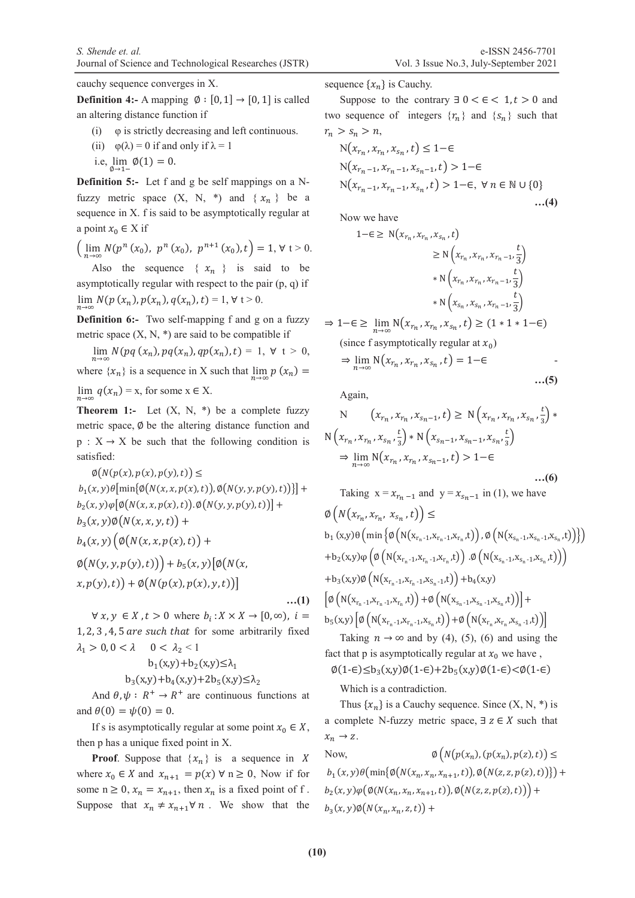cauchy sequence converges in X.

**Definition 4:-** A mapping $\emptyset : [0,1] \to [0,1]$ is called an altering distance function if

(i) φ is strictly decreasing and left continuous.

(ii) φ(λ) = 0 if and only if λ = 1

i.e, $\lim_{\emptyset \to 1-} \emptyset(1) = 0.$

**Definition 5:-** Let f and g be self mappings on a N-fuzzy metric space (X, N, *) and $\{ x_n \}$ be a sequence in X. f is said to be asymptotically regular at a point $x_0 \in X$ if

$\left( \lim_{n\to\infty} N(p^n(x_0),\ p^n(x_0),\ p^{n+1}(x_0), t \right) = 1,\ \forall$ t > 0.

Also the sequence $\{ x_n \}$ is said to be asymptotically regular with respect to the pair (p, q) if $\lim_{n\to\infty} N(p(x_n), p(x_n), q(x_n), t) = 1$, ∀ t > 0.

**Definition 6:-** Two self-mapping f and g on a fuzzy metric space (X, N, *) are said to be compatible if

$\lim_{n\to\infty} N(pq(x_n), pq(x_n), qp(x_n), t) = 1,\ \forall\ t > 0,$ where $\{x_n\}$ is a sequence in X such that $\lim_{n\to\infty} p(x_n) = \lim_{n\to\infty} q(x_n) = x$, for some x ∈ X.

**Theorem 1:-** Let (X, N, *) be a complete fuzzy metric space, $\emptyset$ be the altering distance function and p : X → X be such that the following condition is satisfied:

$$\emptyset\big(N(p(x), p(x), p(y), t)\big) \le b_1(x,y)\theta\big[\min\{\emptyset\big(N(x,x,p(x),t)\big), \emptyset\big(N(y,y,p(y),t)\big)\}\big] + b_2(x,y)\varphi\big[\emptyset\big(N(x,x,p(x),t)\big).\emptyset\big(N(y,y,p(y),t)\big)\big] + b_3(x,y)\emptyset\big(N(x,x,y,t)\big) + b_4(x,y)\Big(\emptyset\big(N(x,x,p(x),t)\big) + \emptyset\big(N(y,y,p(y),t)\big)\Big) + b_5(x,y)\big[\emptyset\big(N(x,x,p(y),t)\big) + \emptyset\big(N(p(x),p(x),y,t)\big)\big] \quad \text{…(1)}$$

$\forall\, x, y \in X, t > 0$ where $b_i : X \times X \to [0,\infty),\ i = 1,2,3,4,5$ *are such that* for some arbitrarily fixed $\lambda_1 > 0, 0 < \lambda \quad 0 < \lambda_2 < 1$

$$b_1(x,y)+b_2(x,y) \le \lambda_1$$

$$b_3(x,y)+b_4(x,y)+2b_5(x,y) \le \lambda_2$$

And $\theta, \psi : R^+ \to R^+$ are continuous functions at and $\theta(0) = \psi(0) = 0$.

If s is asymptotically regular at some point $x_0 \in X$, then p has a unique fixed point in X.

**Proof**. Suppose that $\{x_n\}$ is a sequence in $X$ where $x_0 \in X$ and $x_{n+1} = p(x)\ \forall$ n ≥ 0, Now if for some n ≥ 0, $x_n = x_{n+1}$, then $x_n$ is a fixed point of f. Suppose that $x_n \ne x_{n+1} \forall\, n$. We show that the sequence $\{x_n\}$ is Cauchy.

Suppose to the contrary $\exists\ 0 < \epsilon < 1, t > 0$ and two sequence of integers $\{r_n\}$ and $\{s_n\}$ such that $r_n > s_n > n$,

$$N(x_{r_n}, x_{r_n}, x_{s_n}, t) \le 1-\epsilon$$

$$N(x_{r_n-1}, x_{r_n-1}, x_{s_n-1}, t) > 1-\epsilon$$

$$N(x_{r_n-1}, x_{r_n-1}, x_{s_n}, t) > 1-\epsilon,\ \forall\, n \in \mathbb{N} \cup \{0\} \quad \text{…(4)}$$

Now we have

$$1-\epsilon \ge N(x_{r_n}, x_{r_n}, x_{s_n}, t) \ge N\left(x_{r_n}, x_{r_n}, x_{r_n-1}, \frac{t}{3}\right) * N\left(x_{r_n}, x_{r_n}, x_{r_n-1}, \frac{t}{3}\right) * N\left(x_{s_n}, x_{s_n}, x_{r_n-1}, \frac{t}{3}\right)$$

$$\Rightarrow 1-\epsilon \ge \lim_{n\to\infty} N(x_{r_n}, x_{r_n}, x_{s_n}, t) \ge (1 * 1 * 1-\epsilon)$$

(since f asymptotically regular at $x_0$)

$$\Rightarrow \lim_{n\to\infty} N(x_{r_n}, x_{r_n}, x_{s_n}, t) = 1-\epsilon \quad \text{…(5)}$$

Again,

$$N(x_{r_n}, x_{r_n}, x_{s_n-1}, t) \ge N\left(x_{r_n}, x_{r_n}, x_{s_n}, \frac{t}{3}\right) * N\left(x_{r_n}, x_{r_n}, x_{s_n}, \frac{t}{3}\right) * N\left(x_{s_n-1}, x_{s_n-1}, x_{s_n}, \frac{t}{3}\right)$$

$$\Rightarrow \lim_{n\to\infty} N(x_{r_n}, x_{r_n}, x_{s_n-1}, t) > 1-\epsilon \quad \text{…(6)}$$

Taking $x = x_{r_n-1}$ and $y = x_{s_n-1}$ in (1), we have

$$\emptyset\left(N(x_{r_n}, x_{r_n}, x_{s_n}, t)\right) \le b_1(x,y)\theta\left(\min\left\{\emptyset\left(N(x_{r_n-1}, x_{r_n-1}, x_{r_n}, t)\right), \emptyset\left(N(x_{s_n-1}, x_{s_n-1}, x_{s_n}, t)\right)\right\}\right) + b_2(x,y)\varphi\left(\emptyset\left(N(x_{r_n-1}, x_{r_n-1}, x_{r_n}, t)\right).\emptyset\left(N(x_{s_n-1}, x_{s_n-1}, x_{s_n}, t)\right)\right) + b_3(x,y)\emptyset\left(N(x_{r_n-1}, x_{r_n-1}, x_{s_n-1}, t)\right) + b_4(x,y)\left[\emptyset\left(N(x_{r_n-1}, x_{r_n-1}, x_{r_n}, t)\right) + \emptyset\left(N(x_{s_n-1}, x_{s_n-1}, x_{s_n}, t)\right)\right] + b_5(x,y)\left[\emptyset\left(N(x_{r_n-1}, x_{r_n-1}, x_{s_n}, t)\right) + \emptyset\left(N(x_{r_n}, x_{r_n}, x_{s_n-1}, t)\right)\right]$$

Taking $n \to \infty$ and by (4), (5), (6) and using the fact that p is asymptotically regular at $x_0$ we have,

$$\emptyset(1-\epsilon) \le b_3(x,y)\emptyset(1-\epsilon) + 2b_5(x,y)\emptyset(1-\epsilon) < \emptyset(1-\epsilon)$$

Which is a contradiction.

Thus $\{x_n\}$ is a Cauchy sequence. Since (X, N, *) is a complete N-fuzzy metric space, $\exists\, z \in X$ such that $x_n \to z$.

Now,

$$\emptyset\left(N(p(x_n), (p(x_n), p(z), t)\right) \le b_1(x,y)\theta\left(\min\{\emptyset(N(x_n, x_n, x_{n+1}, t)), \emptyset\left(N(z,z,p(z),t)\right)\}\right) + b_2(x,y)\varphi\left(\emptyset(N(x_n, x_n, x_{n+1}, t)), \emptyset\left(N(z,z,p(z),t)\right)\right) + b_3(x,y)\emptyset\left(N(x_n, x_n, z, t)\right) +$$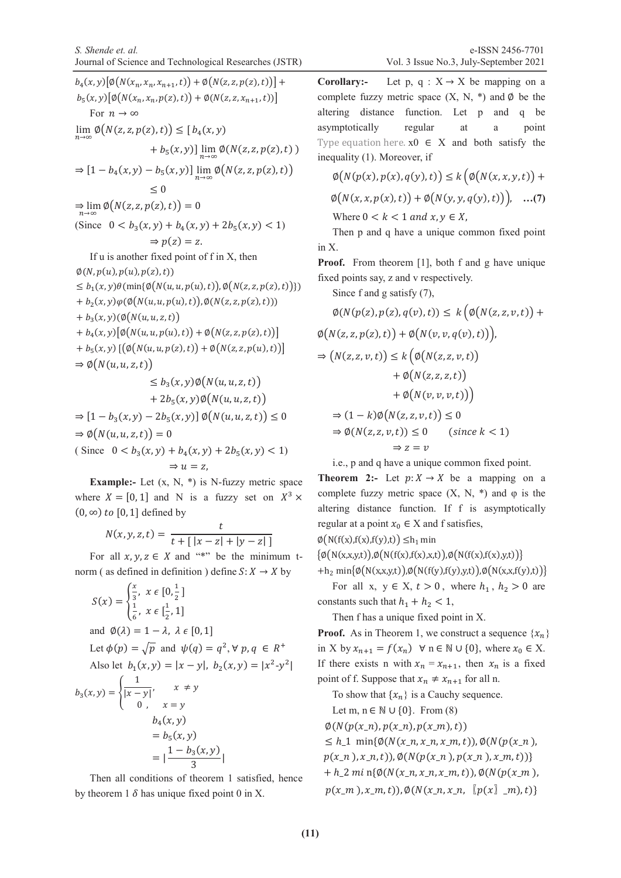$b_4(x,y)\left[\emptyset\left(N(x_n,x_n,x_{n+1},t)\right)+\emptyset\left(N(z,z,p(z),t)\right)\right]+$
$b_5(x,y)\left[\emptyset\left(N(x_n,x_n,p(z),t)\right)+\emptyset(N(z,z,x_{n+1},t))\right]$

For $n\to\infty$

$$\lim_{n\to\infty}\emptyset\left(N(z,z,p(z),t)\right)\le[b_4(x,y)+b_5(x,y)]\lim_{n\to\infty}\emptyset(N(z,z,p(z),t))$$

$$\Rightarrow[1-b_4(x,y)-b_5(x,y)]\lim_{n\to\infty}\emptyset\left(N(z,z,p(z),t)\right)\le 0$$

$$\Rightarrow\lim_{n\to\infty}\emptyset\left(N(z,z,p(z),t)\right)=0$$

(Since $0<b_3(x,y)+b_4(x,y)+2b_5(x,y)<1$)

$$\Rightarrow p(z)=z.$$

If u is another fixed point of f in X, then

$$\begin{aligned}
&\emptyset(N,p(u),p(u),p(z),t))\\
&\le b_1(x,y)\theta(\min\{\emptyset(N(u,u,p(u),t)),\emptyset(N(z,z,p(z),t))\})\\
&+b_2(x,y)\varphi(\emptyset(N(u,u,p(u),t)),\emptyset(N(z,z,p(z),t)))\\
&+b_3(x,y)(\emptyset(N(u,u,z,t))\\
&+b_4(x,y)\left[\emptyset(N(u,u,p(u),t))+\emptyset(N(z,z,p(z),t))\right]\\
&+b_5(x,y)\left[(\emptyset(N(u,u,p(z),t))+\emptyset(N(z,z,p(u),t))\right]
\end{aligned}$$

$$\Rightarrow\emptyset\left(N(u,u,z,t)\right)\le b_3(x,y)\emptyset\left(N(u,u,z,t)\right)+2b_5(x,y)\emptyset\left(N(u,u,z,t)\right)$$

$$\Rightarrow[1-b_3(x,y)-2b_5(x,y)]\,\emptyset\left(N(u,u,z,t)\right)\le 0$$

$$\Rightarrow\emptyset\left(N(u,u,z,t)\right)=0$$

( Since $0<b_3(x,y)+b_4(x,y)+2b_5(x,y)<1$)

$$\Rightarrow u=z,$$

**Example:-** Let (x, N, \*) is N-fuzzy metric space where $X=[0,1]$ and N is a fuzzy set on $X^3\times(0,\infty)$ to $[0,1]$ defined by

$$N(x,y,z,t)=\frac{t}{t+[\,|x-z|+|y-z|\,]}$$

For all $x,y,z\in X$ and "\*" be the minimum t-norm ( as defined in definition ) define $S:X\to X$ by

$$S(x)=\begin{cases}\frac{x}{3}, & x\in[0,\frac{1}{2}]\\ \frac{1}{6}, & x\in[\frac{1}{2},1]\end{cases}$$

and $\emptyset(\lambda)=1-\lambda,\ \lambda\in[0,1]$

Let $\phi(p)=\sqrt{p}$ and $\psi(q)=q^2,\forall\, p,q\in R^+$

Also let $b_1(x,y)=|x-y|,\ b_2(x,y)=|x^2\text{-}y^2|$

$$b_3(x,y)=\begin{cases}\frac{1}{|x-y|}, & x\ne y\\ 0, & x=y\end{cases}$$

$$b_4(x,y)=b_5(x,y)=\left|\frac{1-b_3(x,y)}{3}\right|$$

Then all conditions of theorem 1 satisfied, hence by theorem 1 $\delta$ has unique fixed point 0 in X.

**Corollary:-** Let p, q : X → X be mapping on a complete fuzzy metric space (X, N, \*) and $\emptyset$ be the altering distance function. Let p and q be asymptotically regular at a point Type equation here. x0 ∈ X and both satisfy the inequality (1). Moreover, if

$$\emptyset\left(N(p(x),p(x),q(y),t)\right)\le k\left(\emptyset\left(N(x,x,y,t)\right)+\emptyset\left(N(x,x,p(x),t)\right)+\emptyset\left(N(y,y,q(y),t)\right)\right),\quad\text{…(7)}$$

Where $0<k<1$ and $x,y\in X$,

Then p and q have a unique common fixed point in X.

**Proof.** From theorem [1], both f and g have unique fixed points say, z and v respectively.

Since f and g satisfy (7),

$$\emptyset(N(p(z),p(z),q(v),t))\le k\left(\emptyset\left(N(z,z,v,t)\right)+\emptyset\left(N(z,z,p(z),t)\right)+\emptyset\left(N(v,v,q(v),t)\right)\right),$$

$$\Rightarrow\left(N(z,z,v,t)\right)\le k\left(\emptyset\left(N(z,z,v,t)\right)+\emptyset\left(N(z,z,z,t)\right)+\emptyset\left(N(v,v,v,t)\right)\right)$$

$$\Rightarrow(1-k)\emptyset\left(N(z,z,v,t)\right)\le 0$$

$$\Rightarrow\emptyset(N(z,z,v,t))\le 0\qquad(since\ k<1)$$

$$\Rightarrow z=v$$

i.e., p and q have a unique common fixed point.

**Theorem 2:-** Let $p:X\to X$ be a mapping on a complete fuzzy metric space (X, N, \*) and φ is the altering distance function. If f is asymptotically regular at a point $x_0\in X$ and f satisfies,

$$\begin{aligned}
\emptyset\left(N(f(x),f(x),f(y),t)\right)\le\ & h_1\min\{\emptyset\left(N(x,x,y,t)\right),\emptyset\left(N(f(x),f(x),x,t)\right),\emptyset\left(N(f(x),f(x),y,t)\right)\}\\
&+h_2\min\{\emptyset\left(N(x,x,y,t)\right),\emptyset\left(N(f(y),f(y),y,t)\right),\emptyset\left(N(x,x,f(y),t)\right)\}
\end{aligned}$$

For all x, y ∈ X, $t>0$, where $h_1$, $h_2>0$ are constants such that $h_1+h_2<1$,

Then f has a unique fixed point in X.

**Proof.** As in Theorem 1, we construct a sequence $\{x_n\}$ in X by $x_{n+1}=f(x_n)\ \ \forall\ n\in\mathbb{N}\cup\{0\}$, where $x_0\in X$. If there exists n with $x_n=x_{n+1}$, then $x_n$ is a fixed point of f. Suppose that $x_n\ne x_{n+1}$ for all n.

To show that $\{x_n\}$ is a Cauchy sequence.

Let m, n ∈ ℕ ∪ {0}. From (8)

$$\begin{aligned}
&\emptyset(N(p(x_n),p(x_n),p(x_m),t))\\
&\le h_1\min\{\emptyset(N(x_n,x_n,x_m,t)),\emptyset(N(p(x_n),p(x_n),x_n,t)),\emptyset(N(p(x_n),p(x_n),x_m,t))\}\\
&+h_2\min\{\emptyset(N(x_n,x_n,x_m,t)),\emptyset(N(p(x_m),p(x_m),x_m,t)),\emptyset(N(x_n,x_n,p(x_m),t)\}
\end{aligned}$$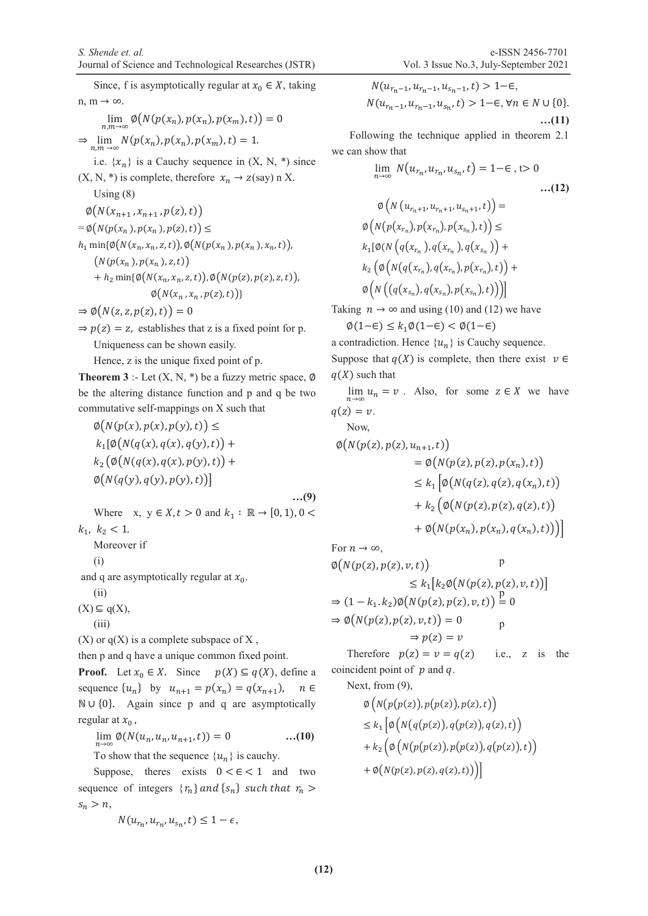Since, f is asymptotically regular at $x_0 \in X$, taking n, m $\to \infty$.

$$\lim_{n,m\to\infty} \emptyset\big(N(p(x_n), p(x_n), p(x_m), t)\big) = 0$$

$$\Rightarrow \lim_{n,m\to\infty} N(p(x_n), p(x_n), p(x_m), t) = 1.$$

i.e. $\{x_n\}$ is a Cauchy sequence in (X, N, *) since (X, N, *) is complete, therefore $x_n \to z$(say) n X.

Using (8)

$$\emptyset\big(N(x_{n+1}, x_{n+1}, p(z), t)\big)$$
$$= \emptyset\big(N(p(x_n), p(x_n), p(z), t)\big) \leq$$
$$h_1 \min\{\emptyset\big(N(x_n, x_n, z, t)\big), \emptyset\big(N(p(x_n), p(x_n), x_n, t)\big),$$
$$\big(N(p(x_n), p(x_n), z, t)\big)$$
$$+ h_2 \min\{\emptyset\big(N(x_n, x_n, z, t)\big), \emptyset\big(N(p(z), p(z), z, t)\big),$$
$$\emptyset\big(N(x_n, x_n, p(z), t)\big)\}$$

$\Rightarrow \emptyset\big(N(z, z, p(z), t)\big) = 0$

$\Rightarrow p(z) = z$, establishes that z is a fixed point for p.

Uniqueness can be shown easily.

Hence, z is the unique fixed point of p.

**Theorem 3** :- Let (X, N, *) be a fuzzy metric space, $\emptyset$ be the altering distance function and p and q be two commutative self-mappings on X such that

$$\emptyset\big(N(p(x), p(x), p(y), t)\big) \leq$$
$$k_1[\emptyset\big(N(q(x), q(x), q(y), t)\big) +$$
$$k_2\big(\emptyset\big(N(q(x), q(x), p(y), t)\big) +$$
$$\emptyset\big(N(q(y), q(y), p(y), t)\big)\big)] \quad \text{…(9)}$$

Where x, y $\in X, t > 0$ and $k_1 : \mathbb{R} \to [0, 1), 0 < k_1, k_2 < 1$.

Moreover if

(i) and q are asymptotically regular at $x_0$.

(ii) (X) ⊆ q(X),

(iii) (X) or q(X) is a complete subspace of X ,

then p and q have a unique common fixed point.

**Proof.** Let $x_0 \in X$. Since $p(X) \subseteq q(X)$, define a sequence $\{u_n\}$ by $u_{n+1} = p(x_n) = q(x_{n+1})$, $n \in \mathbb{N} \cup \{0\}$. Again since p and q are asymptotically regular at $x_0$ ,

$$\lim_{n\to\infty} \emptyset(N(u_n, u_n, u_{n+1}, t)) = 0 \quad \text{…(10)}$$

To show that the sequence $\{u_n\}$ is cauchy.

Suppose, theres exists $0 < \in < 1$ and two sequence of integers $\{r_n\}$ and $\{s_n\}$ such that $r_n > s_n > n$,

$$N(u_{r_n}, u_{r_n}, u_{s_n}, t) \leq 1 - \epsilon,$$
$$N(u_{r_n-1}, u_{r_n-1}, u_{s_n-1}, t) > 1-\in,$$
$$N(u_{r_n-1}, u_{r_n-1}, u_{s_n}, t) > 1-\in, \forall n \in N \cup \{0\}. \quad \text{…(11)}$$

Following the technique applied in theorem 2.1 we can show that

$$\lim_{n\to\infty} N(u_{r_n}, u_{r_n}, u_{s_n}, t) = 1-\in, t > 0 \quad \text{…(12)}$$

$$\emptyset\left(N\left(u_{r_n+1}, u_{r_n+1}, u_{s_n+1}, t\right)\right) =$$
$$\emptyset\left(N\big(p(x_{r_n}), p(x_{r_n}), p(x_{s_n}), t\big)\right) \leq$$
$$k_1[\emptyset(N\left(q(x_{r_n}), q(x_{r_n}), q(x_{s_n})\right) +$$
$$k_2\left(\emptyset\left(N\big(q(x_{r_n}), q(x_{r_n}), p(x_{r_n}), t\big)\right) +\right.$$
$$\left.\emptyset\left(N\left(\big(q(x_{s_n}), q(x_{s_n}), p(x_{s_n}), t\big)\right)\right)\right)]$$

Taking $n \to \infty$ and using (10) and (12) we have

$$\emptyset(1-\in) \leq k_1\emptyset(1-\in) < \emptyset(1-\in)$$

a contradiction. Hence $\{u_n\}$ is Cauchy sequence.

Suppose that $q(X)$ is complete, then there exist $v \in q(X)$ such that

$\lim_{n\to\infty} u_n = v$ . Also, for some $z \in X$ we have $q(z) = v$.

Now,

$$\emptyset\big(N(p(z), p(z), u_{n+1}, t)\big)$$
$$= \emptyset\big(N(p(z), p(z), p(x_n), t)\big)$$
$$\leq k_1\left[\emptyset\big(N(q(z), q(z), q(x_n), t)\big)\right.$$
$$+ k_2\left(\emptyset\big(N(p(z), p(z), q(z), t)\big)\right.$$
$$\left.\left.+ \emptyset\big(N(p(x_n), p(x_n), q(x_n), t)\big)\right)\right]$$

For $n \to \infty$,

$$\emptyset\big(N(p(z), p(z), v, t)\big) \quad \text{p}$$
$$\leq k_1\big[k_2\emptyset\big(N(p(z), p(z), v, t)\big)\big]$$
$$\Rightarrow (1 - k_1.k_2)\emptyset\big(N(p(z), p(z), v, t)\big) \overset{\text{p}}{=} 0$$
$$\Rightarrow \emptyset\big(N(p(z), p(z), v, t)\big) = 0 \quad \text{p}$$
$$\Rightarrow p(z) = v$$

Therefore $p(z) = v = q(z)$ i.e., z is the coincident point of $p$ and $q$.

Next, from (9),

$$\emptyset\left(N\big(p(p(z)), p(p(z)), p(z), t\big)\right)$$
$$\leq k_1\left[\emptyset\left(N\big(q(p(z)), q(p(z)), q(z), t\big)\right)\right.$$
$$+ k_2\left(\emptyset\left(N\big(p(p(z)), p(p(z)), q(p(z)), t\big)\right)\right.$$
$$\left.\left.+ \emptyset\big(N(p(z), p(z), q(z), t)\big)\right)\right]$$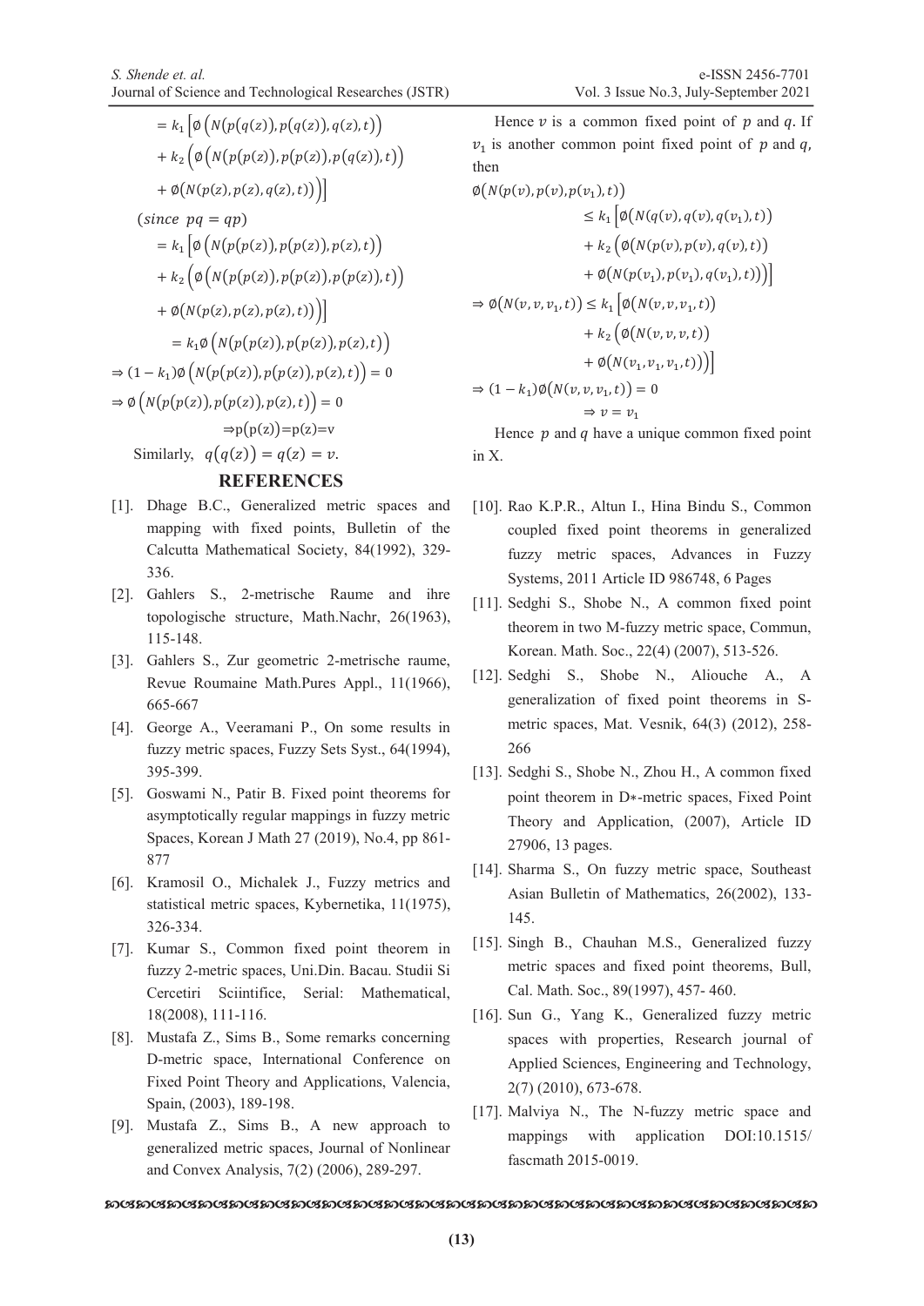$$= k_1 \Big[ \emptyset \Big( N\big(p(q(z)), p(q(z)), q(z), t\big) \Big) + k_2 \Big( \emptyset \Big( N\big(p(p(z)), p(p(z)), p(q(z)), t\big) \Big) + \emptyset\big(N(p(z), p(z), q(z), t)\big) \Big) \Big]$$

$(since\ pq = qp)$

$$= k_1 \Big[ \emptyset \Big( N\big(p(p(z)), p(p(z)), p(z), t\big) \Big) + k_2 \Big( \emptyset \Big( N\big(p(p(z)), p(p(z)), p(p(z)), t\big) \Big) + \emptyset\big(N(p(z), p(z), p(z), t)\big) \Big) \Big]$$

$$= k_1 \emptyset \Big( N\big(p(p(z)), p(p(z)), p(z), t\big) \Big)$$

$$\Rightarrow (1 - k_1) \emptyset \Big( N\big(p(p(z)), p(p(z)), p(z), t\big) \Big) = 0$$

$$\Rightarrow \emptyset \Big( N\big(p(p(z)), p(p(z)), p(z), t\big) \Big) = 0$$

$$\Rightarrow p(p(z)) = p(z) = v$$

Similarly, $q(q(z)) = q(z) = v$.

Hence $v$ is a common fixed point of $p$ and $q$. If $v_1$ is another common point fixed point of $p$ and $q$, then

$$\emptyset\big(N(p(v), p(v), p(v_1), t)\big) \le k_1 \Big[ \emptyset\big(N(q(v), q(v), q(v_1), t)\big) + k_2 \Big( \emptyset\big(N(p(v), p(v), q(v), t)\big) + \emptyset\big(N(p(v_1), p(v_1), q(v_1), t)\big) \Big) \Big]$$

$$\Rightarrow \emptyset\big(N(v, v, v_1, t)\big) \le k_1 \Big[ \emptyset\big(N(v, v, v_1, t)\big) + k_2 \Big( \emptyset\big(N(v, v, v, t)\big) + \emptyset\big(N(v_1, v_1, v_1, t)\big) \Big) \Big]$$

$$\Rightarrow (1 - k_1) \emptyset\big(N(v, v, v_1, t)\big) = 0$$

$$\Rightarrow v = v_1$$

Hence $p$ and $q$ have a unique common fixed point in X.

## REFERENCES

[1]. Dhage B.C., Generalized metric spaces and mapping with fixed points, Bulletin of the Calcutta Mathematical Society, 84(1992), 329-336.

[2]. Gahlers S., 2-metrische Raume and ihre topologische structure, Math.Nachr, 26(1963), 115-148.

[3]. Gahlers S., Zur geometric 2-metrische raume, Revue Roumaine Math.Pures Appl., 11(1966), 665-667

[4]. George A., Veeramani P., On some results in fuzzy metric spaces, Fuzzy Sets Syst., 64(1994), 395-399.

[5]. Goswami N., Patir B. Fixed point theorems for asymptotically regular mappings in fuzzy metric Spaces, Korean J Math 27 (2019), No.4, pp 861-877

[6]. Kramosil O., Michalek J., Fuzzy metrics and statistical metric spaces, Kybernetika, 11(1975), 326-334.

[7]. Kumar S., Common fixed point theorem in fuzzy 2-metric spaces, Uni.Din. Bacau. Studii Si Cercetiri Sciintifice, Serial: Mathematical, 18(2008), 111-116.

[8]. Mustafa Z., Sims B., Some remarks concerning D-metric space, International Conference on Fixed Point Theory and Applications, Valencia, Spain, (2003), 189-198.

[9]. Mustafa Z., Sims B., A new approach to generalized metric spaces, Journal of Nonlinear and Convex Analysis, 7(2) (2006), 289-297.

[10]. Rao K.P.R., Altun I., Hina Bindu S., Common coupled fixed point theorems in generalized fuzzy metric spaces, Advances in Fuzzy Systems, 2011 Article ID 986748, 6 Pages

[11]. Sedghi S., Shobe N., A common fixed point theorem in two M-fuzzy metric space, Commun, Korean. Math. Soc., 22(4) (2007), 513-526.

[12]. Sedghi S., Shobe N., Aliouche A., A generalization of fixed point theorems in S-metric spaces, Mat. Vesnik, 64(3) (2012), 258-266

[13]. Sedghi S., Shobe N., Zhou H., A common fixed point theorem in D∗-metric spaces, Fixed Point Theory and Application, (2007), Article ID 27906, 13 pages.

[14]. Sharma S., On fuzzy metric space, Southeast Asian Bulletin of Mathematics, 26(2002), 133-145.

[15]. Singh B., Chauhan M.S., Generalized fuzzy metric spaces and fixed point theorems, Bull, Cal. Math. Soc., 89(1997), 457- 460.

[16]. Sun G., Yang K., Generalized fuzzy metric spaces with properties, Research journal of Applied Sciences, Engineering and Technology, 2(7) (2010), 673-678.

[17]. Malviya N., The N-fuzzy metric space and mappings with application DOI:10.1515/ fascmath 2015-0019.